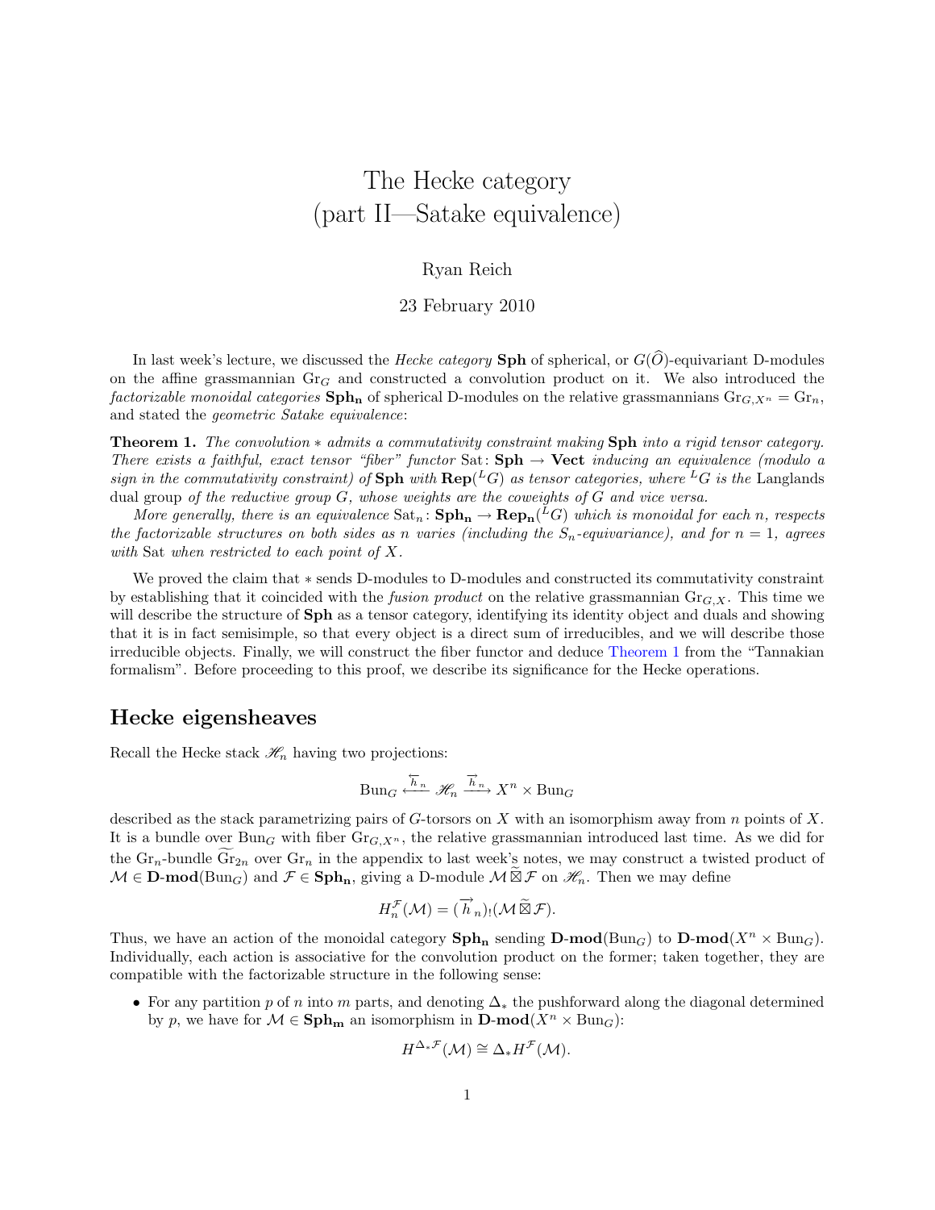# The Hecke category
## (part II—Satake equivalence)

Ryan Reich

23 February 2010

In last week's lecture, we discussed the *Hecke category* $\mathbf{Sph}$ of spherical, or $G(\widehat{O})$-equivariant D-modules on the affine grassmannian $\mathrm{Gr}_G$ and constructed a convolution product on it. We also introduced the *factorizable monoidal categories* $\mathbf{Sph_n}$ of spherical D-modules on the relative grassmannians $\mathrm{Gr}_{G,X^n} = \mathrm{Gr}_n$, and stated the *geometric Satake equivalence*:

**Theorem 1.** *The convolution $*$ admits a commutativity constraint making $\mathbf{Sph}$ into a rigid tensor category. There exists a faithful, exact tensor "fiber" functor $\mathrm{Sat}\colon \mathbf{Sph} \to \mathbf{Vect}$ inducing an equivalence (modulo a sign in the commutativity constraint) of $\mathbf{Sph}$ with $\mathbf{Rep}({}^L G)$ as tensor categories, where ${}^L G$ is the* Langlands dual group *of the reductive group $G$, whose weights are the coweights of $G$ and vice versa.*

*More generally, there is an equivalence $\mathrm{Sat}_n\colon \mathbf{Sph_n} \to \mathbf{Rep_n}({}^L G)$ which is monoidal for each $n$, respects the factorizable structures on both sides as $n$ varies (including the $S_n$-equivariance), and for $n = 1$, agrees with $\mathrm{Sat}$ when restricted to each point of $X$.*

We proved the claim that $*$ sends D-modules to D-modules and constructed its commutativity constraint by establishing that it coincided with the *fusion product* on the relative grassmannian $\mathrm{Gr}_{G,X}$. This time we will describe the structure of $\mathbf{Sph}$ as a tensor category, identifying its identity object and duals and showing that it is in fact semisimple, so that every object is a direct sum of irreducibles, and we will describe those irreducible objects. Finally, we will construct the fiber functor and deduce Theorem 1 from the "Tannakian formalism". Before proceeding to this proof, we describe its significance for the Hecke operations.

## Hecke eigensheaves

Recall the Hecke stack $\mathscr{H}_n$ having two projections:

$$\mathrm{Bun}_G \xleftarrow{\overleftarrow{h}_n} \mathscr{H}_n \xrightarrow{\overrightarrow{h}_n} X^n \times \mathrm{Bun}_G$$

described as the stack parametrizing pairs of $G$-torsors on $X$ with an isomorphism away from $n$ points of $X$. It is a bundle over $\mathrm{Bun}_G$ with fiber $\mathrm{Gr}_{G,X^n}$, the relative grassmannian introduced last time. As we did for the $\mathrm{Gr}_n$-bundle $\widetilde{\mathrm{Gr}}_{2n}$ over $\mathrm{Gr}_n$ in the appendix to last week's notes, we may construct a twisted product of $\mathcal{M} \in \mathbf{D\text{-}mod}(\mathrm{Bun}_G)$ and $\mathcal{F} \in \mathbf{Sph_n}$, giving a D-module $\mathcal{M} \mathbin{\widetilde{\boxtimes}} \mathcal{F}$ on $\mathscr{H}_n$. Then we may define

$$H_n^{\mathcal{F}}(\mathcal{M}) = (\overrightarrow{h}_n)_!(\mathcal{M} \mathbin{\widetilde{\boxtimes}} \mathcal{F}).$$

Thus, we have an action of the monoidal category $\mathbf{Sph_n}$ sending $\mathbf{D\text{-}mod}(\mathrm{Bun}_G)$ to $\mathbf{D\text{-}mod}(X^n \times \mathrm{Bun}_G)$. Individually, each action is associative for the convolution product on the former; taken together, they are compatible with the factorizable structure in the following sense:

- For any partition $p$ of $n$ into $m$ parts, and denoting $\Delta_*$ the pushforward along the diagonal determined by $p$, we have for $\mathcal{M} \in \mathbf{Sph_m}$ an isomorphism in $\mathbf{D\text{-}mod}(X^n \times \mathrm{Bun}_G)$:

$$H^{\Delta_* \mathcal{F}}(\mathcal{M}) \cong \Delta_* H^{\mathcal{F}}(\mathcal{M}).$$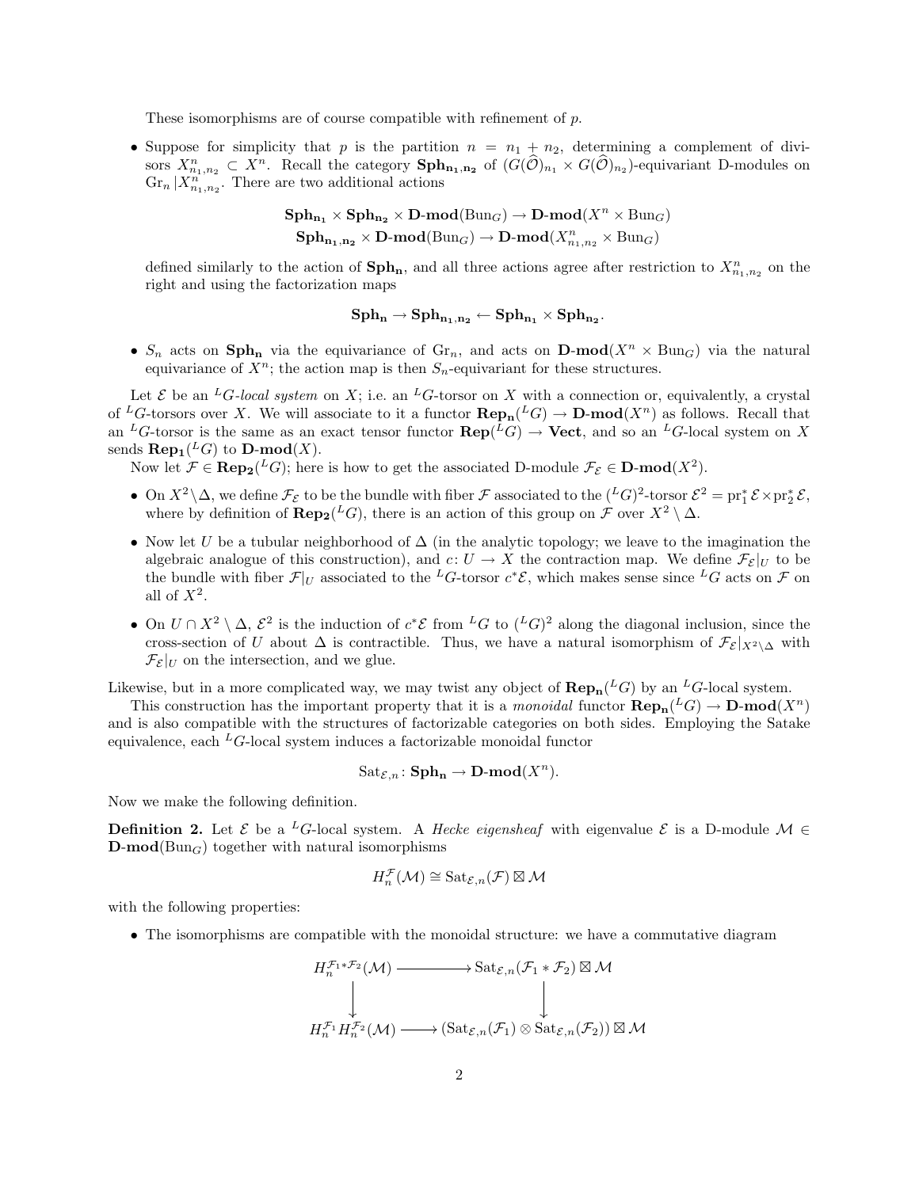These isomorphisms are of course compatible with refinement of $p$.

- Suppose for simplicity that $p$ is the partition $n = n_1 + n_2$, determining a complement of divisors $X^n_{n_1,n_2} \subset X^n$. Recall the category $\mathbf{Sph_{n_1,n_2}}$ of $(G(\widehat{\mathcal{O}})_{n_1} \times G(\widehat{\mathcal{O}})_{n_2})$-equivariant D-modules on $\mathrm{Gr}_n |X^n_{n_1,n_2}$. There are two additional actions

$$\mathbf{Sph_{n_1}} \times \mathbf{Sph_{n_2}} \times \mathbf{D\text{-}mod}(\mathrm{Bun}_G) \to \mathbf{D\text{-}mod}(X^n \times \mathrm{Bun}_G)$$
$$\mathbf{Sph_{n_1,n_2}} \times \mathbf{D\text{-}mod}(\mathrm{Bun}_G) \to \mathbf{D\text{-}mod}(X^n_{n_1,n_2} \times \mathrm{Bun}_G)$$

defined similarly to the action of $\mathbf{Sph_n}$, and all three actions agree after restriction to $X^n_{n_1,n_2}$ on the right and using the factorization maps

$$\mathbf{Sph_n} \to \mathbf{Sph_{n_1,n_2}} \leftarrow \mathbf{Sph_{n_1}} \times \mathbf{Sph_{n_2}}.$$

- $S_n$ acts on $\mathbf{Sph_n}$ via the equivariance of $\mathrm{Gr}_n$, and acts on $\mathbf{D\text{-}mod}(X^n \times \mathrm{Bun}_G)$ via the natural equivariance of $X^n$; the action map is then $S_n$-equivariant for these structures.

Let $\mathcal{E}$ be an ${}^L G$-*local system* on $X$; i.e. an ${}^L G$-torsor on $X$ with a connection or, equivalently, a crystal of ${}^L G$-torsors over $X$. We will associate to it a functor $\mathbf{Rep_n}({}^L G) \to \mathbf{D\text{-}mod}(X^n)$ as follows. Recall that an ${}^L G$-torsor is the same as an exact tensor functor $\mathbf{Rep}({}^L G) \to \mathbf{Vect}$, and so an ${}^L G$-local system on $X$ sends $\mathbf{Rep_1}({}^L G)$ to $\mathbf{D\text{-}mod}(X)$.

Now let $\mathcal{F} \in \mathbf{Rep_2}({}^L G)$; here is how to get the associated D-module $\mathcal{F}_{\mathcal{E}} \in \mathbf{D\text{-}mod}(X^2)$.

- On $X^2 \setminus \Delta$, we define $\mathcal{F}_{\mathcal{E}}$ to be the bundle with fiber $\mathcal{F}$ associated to the $({}^L G)^2$-torsor $\mathcal{E}^2 = \mathrm{pr}_1^* \mathcal{E} \times \mathrm{pr}_2^* \mathcal{E}$, where by definition of $\mathbf{Rep_2}({}^L G)$, there is an action of this group on $\mathcal{F}$ over $X^2 \setminus \Delta$.
- Now let $U$ be a tubular neighborhood of $\Delta$ (in the analytic topology; we leave to the imagination the algebraic analogue of this construction), and $c \colon U \to X$ the contraction map. We define $\mathcal{F}_{\mathcal{E}}|_U$ to be the bundle with fiber $\mathcal{F}|_U$ associated to the ${}^L G$-torsor $c^*\mathcal{E}$, which makes sense since ${}^L G$ acts on $\mathcal{F}$ on all of $X^2$.
- On $U \cap X^2 \setminus \Delta$, $\mathcal{E}^2$ is the induction of $c^*\mathcal{E}$ from ${}^L G$ to $({}^L G)^2$ along the diagonal inclusion, since the cross-section of $U$ about $\Delta$ is contractible. Thus, we have a natural isomorphism of $\mathcal{F}_{\mathcal{E}}|_{X^2 \setminus \Delta}$ with $\mathcal{F}_{\mathcal{E}}|_U$ on the intersection, and we glue.

Likewise, but in a more complicated way, we may twist any object of $\mathbf{Rep_n}({}^L G)$ by an ${}^L G$-local system.

This construction has the important property that it is a *monoidal* functor $\mathbf{Rep_n}({}^L G) \to \mathbf{D\text{-}mod}(X^n)$ and is also compatible with the structures of factorizable categories on both sides. Employing the Satake equivalence, each ${}^L G$-local system induces a factorizable monoidal functor

$$\mathrm{Sat}_{\mathcal{E},n} \colon \mathbf{Sph_n} \to \mathbf{D\text{-}mod}(X^n).$$

Now we make the following definition.

**Definition 2.** Let $\mathcal{E}$ be a ${}^L G$-local system. A *Hecke eigensheaf* with eigenvalue $\mathcal{E}$ is a D-module $\mathcal{M} \in \mathbf{D\text{-}mod}(\mathrm{Bun}_G)$ together with natural isomorphisms

$$H_n^{\mathcal{F}}(\mathcal{M}) \cong \mathrm{Sat}_{\mathcal{E},n}(\mathcal{F}) \boxtimes \mathcal{M}$$

with the following properties:

- The isomorphisms are compatible with the monoidal structure: we have a commutative diagram

$$\begin{array}{ccc}
H_n^{\mathcal{F}_1 * \mathcal{F}_2}(\mathcal{M}) & \longrightarrow & \mathrm{Sat}_{\mathcal{E},n}(\mathcal{F}_1 * \mathcal{F}_2) \boxtimes \mathcal{M} \\
\downarrow & & \downarrow \\
H_n^{\mathcal{F}_1} H_n^{\mathcal{F}_2}(\mathcal{M}) & \longrightarrow & (\mathrm{Sat}_{\mathcal{E},n}(\mathcal{F}_1) \otimes \mathrm{Sat}_{\mathcal{E},n}(\mathcal{F}_2)) \boxtimes \mathcal{M}
\end{array}$$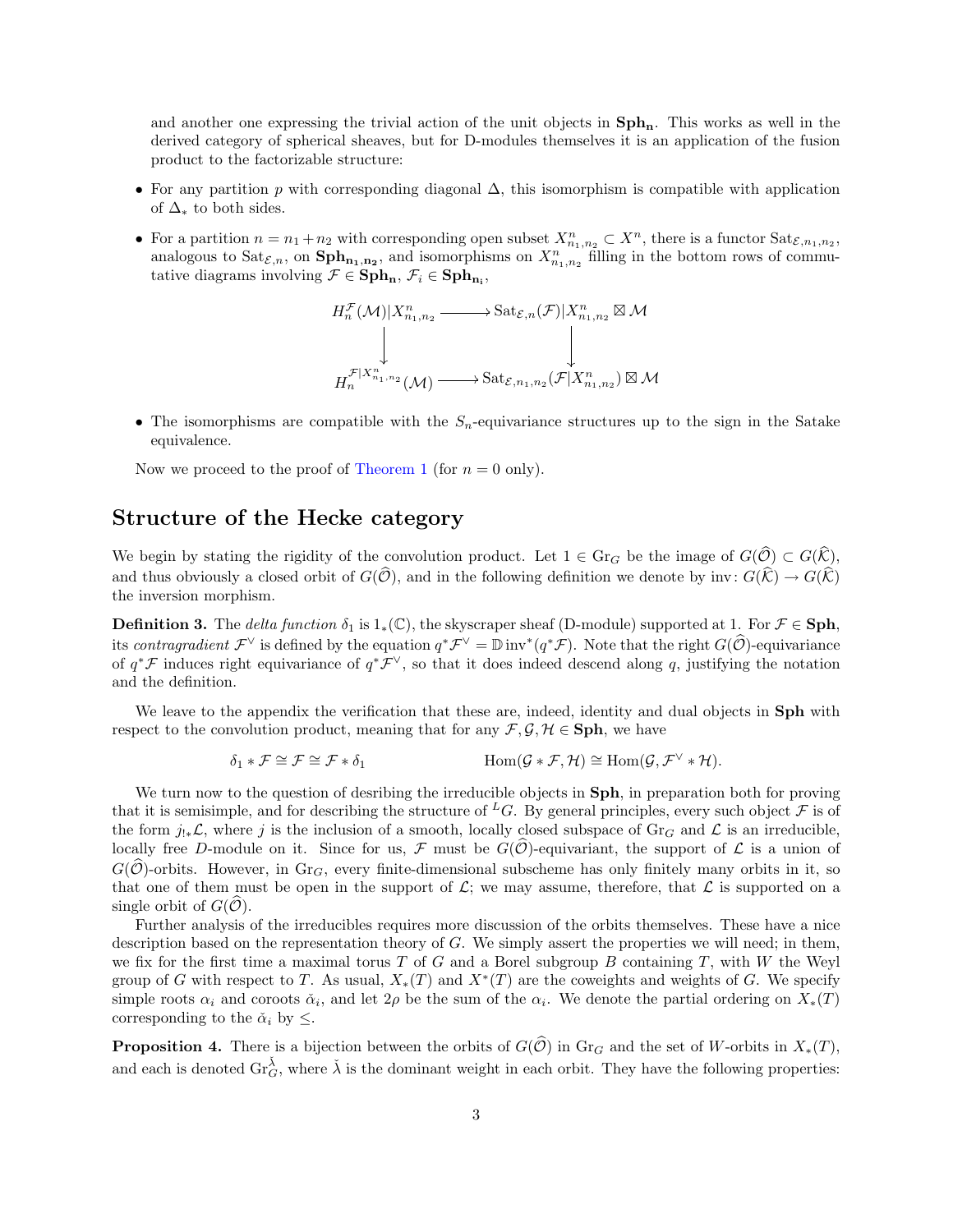and another one expressing the trivial action of the unit objects in $\mathbf{Sph_n}$. This works as well in the derived category of spherical sheaves, but for D-modules themselves it is an application of the fusion product to the factorizable structure:

- For any partition $p$ with corresponding diagonal $\Delta$, this isomorphism is compatible with application of $\Delta_*$ to both sides.
- For a partition $n = n_1 + n_2$ with corresponding open subset $X^n_{n_1,n_2} \subset X^n$, there is a functor $\mathrm{Sat}_{\mathcal{E},n_1,n_2}$, analogous to $\mathrm{Sat}_{\mathcal{E},n}$, on $\mathbf{Sph_{n_1,n_2}}$, and isomorphisms on $X^n_{n_1,n_2}$ filling in the bottom rows of commutative diagrams involving $\mathcal{F} \in \mathbf{Sph_n}$, $\mathcal{F}_i \in \mathbf{Sph_{n_i}}$,

$$
\begin{array}{ccc}
H^{\mathcal{F}}_n(\mathcal{M})|X^n_{n_1,n_2} & \longrightarrow & \mathrm{Sat}_{\mathcal{E},n}(\mathcal{F})|X^n_{n_1,n_2} \boxtimes \mathcal{M} \\
\downarrow & & \downarrow \\
H^{\mathcal{F}|X^n_{n_1,n_2}}_n(\mathcal{M}) & \longrightarrow & \mathrm{Sat}_{\mathcal{E},n_1,n_2}(\mathcal{F}|X^n_{n_1,n_2}) \boxtimes \mathcal{M}
\end{array}
$$

- The isomorphisms are compatible with the $S_n$-equivariance structures up to the sign in the Satake equivalence.

Now we proceed to the proof of Theorem 1 (for $n = 0$ only).

## Structure of the Hecke category

We begin by stating the rigidity of the convolution product. Let $1 \in \mathrm{Gr}_G$ be the image of $G(\widehat{\mathcal{O}}) \subset G(\widehat{\mathcal{K}})$, and thus obviously a closed orbit of $G(\widehat{\mathcal{O}})$, and in the following definition we denote by $\mathrm{inv}\colon G(\widehat{\mathcal{K}}) \to G(\widehat{\mathcal{K}})$ the inversion morphism.

**Definition 3.** The *delta function* $\delta_1$ is $1_*(\mathbb{C})$, the skyscraper sheaf (D-module) supported at 1. For $\mathcal{F} \in \mathbf{Sph}$, its *contragradient* $\mathcal{F}^\vee$ is defined by the equation $q^*\mathcal{F}^\vee = \mathbb{D}\,\mathrm{inv}^*(q^*\mathcal{F})$. Note that the right $G(\widehat{\mathcal{O}})$-equivariance of $q^*\mathcal{F}$ induces right equivariance of $q^*\mathcal{F}^\vee$, so that it does indeed descend along $q$, justifying the notation and the definition.

We leave to the appendix the verification that these are, indeed, identity and dual objects in $\mathbf{Sph}$ with respect to the convolution product, meaning that for any $\mathcal{F}, \mathcal{G}, \mathcal{H} \in \mathbf{Sph}$, we have

$$
\delta_1 * \mathcal{F} \cong \mathcal{F} \cong \mathcal{F} * \delta_1 \qquad\qquad \mathrm{Hom}(\mathcal{G} * \mathcal{F}, \mathcal{H}) \cong \mathrm{Hom}(\mathcal{G}, \mathcal{F}^\vee * \mathcal{H}).
$$

We turn now to the question of desribing the irreducible objects in $\mathbf{Sph}$, in preparation both for proving that it is semisimple, and for describing the structure of ${}^LG$. By general principles, every such object $\mathcal{F}$ is of the form $j_{!*}\mathcal{L}$, where $j$ is the inclusion of a smooth, locally closed subspace of $\mathrm{Gr}_G$ and $\mathcal{L}$ is an irreducible, locally free $D$-module on it. Since for us, $\mathcal{F}$ must be $G(\widehat{\mathcal{O}})$-equivariant, the support of $\mathcal{L}$ is a union of $G(\widehat{\mathcal{O}})$-orbits. However, in $\mathrm{Gr}_G$, every finite-dimensional subscheme has only finitely many orbits in it, so that one of them must be open in the support of $\mathcal{L}$; we may assume, therefore, that $\mathcal{L}$ is supported on a single orbit of $G(\widehat{\mathcal{O}})$.

Further analysis of the irreducibles requires more discussion of the orbits themselves. These have a nice description based on the representation theory of $G$. We simply assert the properties we will need; in them, we fix for the first time a maximal torus $T$ of $G$ and a Borel subgroup $B$ containing $T$, with $W$ the Weyl group of $G$ with respect to $T$. As usual, $X_*(T)$ and $X^*(T)$ are the coweights and weights of $G$. We specify simple roots $\alpha_i$ and coroots $\check{\alpha}_i$, and let $2\rho$ be the sum of the $\alpha_i$. We denote the partial ordering on $X_*(T)$ corresponding to the $\check{\alpha}_i$ by $\leq$.

**Proposition 4.** There is a bijection between the orbits of $G(\widehat{\mathcal{O}})$ in $\mathrm{Gr}_G$ and the set of $W$-orbits in $X_*(T)$, and each is denoted $\mathrm{Gr}^{\check{\lambda}}_G$, where $\check{\lambda}$ is the dominant weight in each orbit. They have the following properties: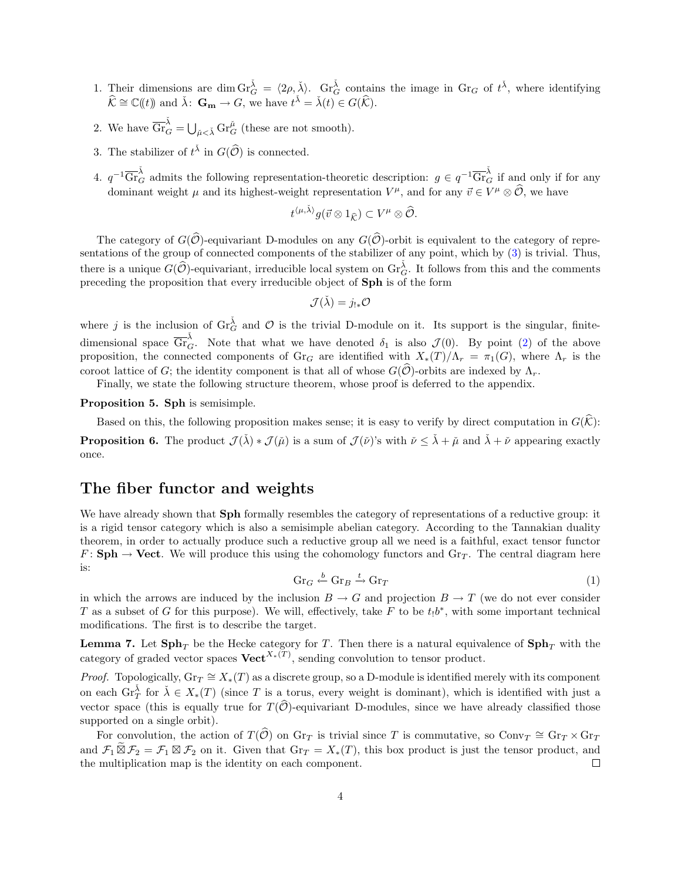1. Their dimensions are $\dim \mathrm{Gr}_G^{\check\lambda} = \langle 2\rho, \check\lambda \rangle$. $\mathrm{Gr}_G^{\check\lambda}$ contains the image in $\mathrm{Gr}_G$ of $t^{\check\lambda}$, where identifying $\widehat{\mathcal{K}} \cong \mathbb{C}(\!(t)\!)$ and $\check\lambda \colon \mathbf{G_m} \to G$, we have $t^{\check\lambda} = \check\lambda(t) \in G(\widehat{\mathcal{K}})$.

2. We have $\overline{\mathrm{Gr}}_G^{\check\lambda} = \bigcup_{\check\mu < \check\lambda} \mathrm{Gr}_G^{\check\mu}$ (these are not smooth).

3. The stabilizer of $t^{\check\lambda}$ in $G(\widehat{\mathcal{O}})$ is connected.

4. $q^{-1}\overline{\mathrm{Gr}}_G^{\check\lambda}$ admits the following representation-theoretic description: $g \in q^{-1}\overline{\mathrm{Gr}}_G^{\check\lambda}$ if and only if for any dominant weight $\mu$ and its highest-weight representation $V^\mu$, and for any $\vec{v} \in V^\mu \otimes \widehat{\mathcal{O}}$, we have

$$t^{\langle \mu, \check\lambda \rangle} g(\vec{v} \otimes 1_{\widehat{\mathcal{K}}}) \subset V^\mu \otimes \widehat{\mathcal{O}}.$$

The category of $G(\widehat{\mathcal{O}})$-equivariant D-modules on any $G(\widehat{\mathcal{O}})$-orbit is equivalent to the category of representations of the group of connected components of the stabilizer of any point, which by (3) is trivial. Thus, there is a unique $G(\widehat{\mathcal{O}})$-equivariant, irreducible local system on $\mathrm{Gr}_G^{\check\lambda}$. It follows from this and the comments preceding the proposition that every irreducible object of **Sph** is of the form

$$\mathcal{J}(\check\lambda) = j_{!*}\mathcal{O}$$

where $j$ is the inclusion of $\mathrm{Gr}_G^{\check\lambda}$ and $\mathcal{O}$ is the trivial D-module on it. Its support is the singular, finite-dimensional space $\overline{\mathrm{Gr}}_G^{\check\lambda}$. Note that what we have denoted $\delta_1$ is also $\mathcal{J}(0)$. By point (2) of the above proposition, the connected components of $\mathrm{Gr}_G$ are identified with $X_*(T)/\Lambda_r = \pi_1(G)$, where $\Lambda_r$ is the coroot lattice of $G$; the identity component is that all of whose $G(\widehat{\mathcal{O}})$-orbits are indexed by $\Lambda_r$.

Finally, we state the following structure theorem, whose proof is deferred to the appendix.

**Proposition 5. Sph** is semisimple.

Based on this, the following proposition makes sense; it is easy to verify by direct computation in $G(\widehat{\mathcal{K}})$:

**Proposition 6.** The product $\mathcal{J}(\check\lambda) * \mathcal{J}(\check\mu)$ is a sum of $\mathcal{J}(\check\nu)$'s with $\check\nu \leq \check\lambda + \check\mu$ and $\check\lambda + \check\nu$ appearing exactly once.

## The fiber functor and weights

We have already shown that **Sph** formally resembles the category of representations of a reductive group: it is a rigid tensor category which is also a semisimple abelian category. According to the Tannakian duality theorem, in order to actually produce such a reductive group all we need is a faithful, exact tensor functor $F \colon \mathbf{Sph} \to \mathbf{Vect}$. We will produce this using the cohomology functors and $\mathrm{Gr}_T$. The central diagram here is:

$$\mathrm{Gr}_G \xleftarrow{b} \mathrm{Gr}_B \xrightarrow{t} \mathrm{Gr}_T \tag{1}$$

in which the arrows are induced by the inclusion $B \to G$ and projection $B \to T$ (we do not ever consider $T$ as a subset of $G$ for this purpose). We will, effectively, take $F$ to be $t_! b^*$, with some important technical modifications. The first is to describe the target.

**Lemma 7.** Let $\mathbf{Sph}_T$ be the Hecke category for $T$. Then there is a natural equivalence of $\mathbf{Sph}_T$ with the category of graded vector spaces $\mathbf{Vect}^{X_*(T)}$, sending convolution to tensor product.

*Proof.* Topologically, $\mathrm{Gr}_T \cong X_*(T)$ as a discrete group, so a D-module is identified merely with its component on each $\mathrm{Gr}_T^{\check\lambda}$ for $\check\lambda \in X_*(T)$ (since $T$ is a torus, every weight is dominant), which is identified with just a vector space (this is equally true for $T(\widehat{\mathcal{O}})$-equivariant D-modules, since we have already classified those supported on a single orbit).

For convolution, the action of $T(\widehat{\mathcal{O}})$ on $\mathrm{Gr}_T$ is trivial since $T$ is commutative, so $\mathrm{Conv}_T \cong \mathrm{Gr}_T \times \mathrm{Gr}_T$ and $\mathcal{F}_1 \mathbin{\widetilde{\boxtimes}} \mathcal{F}_2 = \mathcal{F}_1 \boxtimes \mathcal{F}_2$ on it. Given that $\mathrm{Gr}_T = X_*(T)$, this box product is just the tensor product, and the multiplication map is the identity on each component. $\square$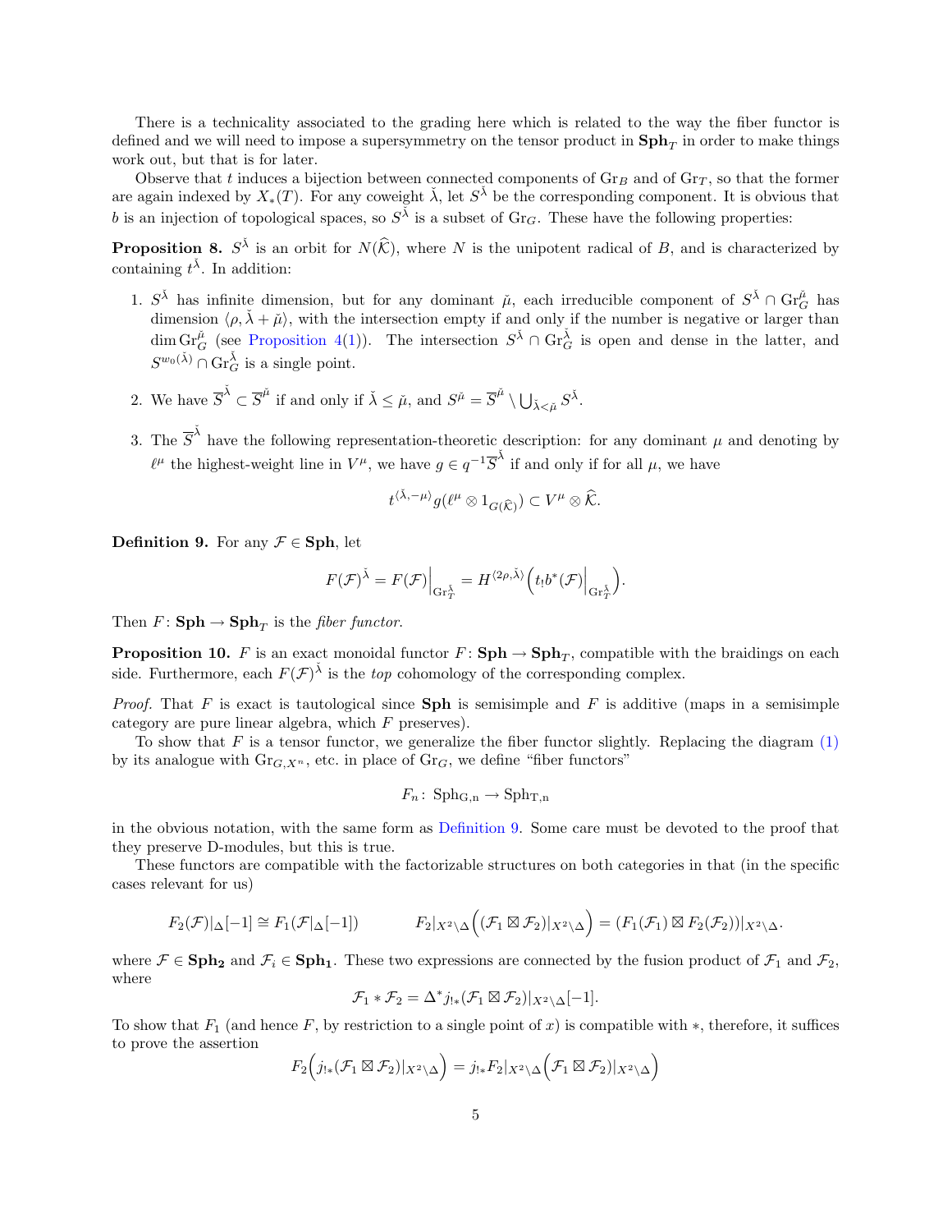There is a technicality associated to the grading here which is related to the way the fiber functor is defined and we will need to impose a supersymmetry on the tensor product in $\mathbf{Sph}_T$ in order to make things work out, but that is for later.

Observe that $t$ induces a bijection between connected components of $\mathrm{Gr}_B$ and of $\mathrm{Gr}_T$, so that the former are again indexed by $X_*(T)$. For any coweight $\check{\lambda}$, let $S^{\check{\lambda}}$ be the corresponding component. It is obvious that $b$ is an injection of topological spaces, so $S^{\check{\lambda}}$ is a subset of $\mathrm{Gr}_G$. These have the following properties:

**Proposition 8.** $S^{\check{\lambda}}$ is an orbit for $N(\widehat{\mathcal{K}})$, where $N$ is the unipotent radical of $B$, and is characterized by containing $t^{\check{\lambda}}$. In addition:

1. $S^{\check{\lambda}}$ has infinite dimension, but for any dominant $\check{\mu}$, each irreducible component of $S^{\check{\lambda}} \cap \mathrm{Gr}_G^{\check{\mu}}$ has dimension $\langle \rho, \check{\lambda} + \check{\mu} \rangle$, with the intersection empty if and only if the number is negative or larger than $\dim \mathrm{Gr}_G^{\check{\mu}}$ (see Proposition 4(1)). The intersection $S^{\check{\lambda}} \cap \mathrm{Gr}_G^{\check{\lambda}}$ is open and dense in the latter, and $S^{w_0(\check{\lambda})} \cap \mathrm{Gr}_G^{\check{\lambda}}$ is a single point.

2. We have $\overline{S}^{\check{\lambda}} \subset \overline{S}^{\check{\mu}}$ if and only if $\check{\lambda} \leq \check{\mu}$, and $S^{\check{\mu}} = \overline{S}^{\check{\mu}} \setminus \bigcup_{\check{\lambda} < \check{\mu}} S^{\check{\lambda}}$.

3. The $\overline{S}^{\check{\lambda}}$ have the following representation-theoretic description: for any dominant $\mu$ and denoting by $\ell^\mu$ the highest-weight line in $V^\mu$, we have $g \in q^{-1}\overline{S}^{\check{\lambda}}$ if and only if for all $\mu$, we have

$$t^{\langle \check{\lambda}, -\mu \rangle} g(\ell^\mu \otimes 1_{G(\widehat{\mathcal{K}})}) \subset V^\mu \otimes \widehat{\mathcal{K}}.$$

**Definition 9.** For any $\mathcal{F} \in \mathbf{Sph}$, let

$$F(\mathcal{F})^{\check{\lambda}} = F(\mathcal{F})\Big|_{\mathrm{Gr}_T^{\check{\lambda}}} = H^{\langle 2\rho, \check{\lambda} \rangle}\Big(t_! b^*(\mathcal{F})\Big|_{\mathrm{Gr}_T^{\check{\lambda}}}\Big).$$

Then $F \colon \mathbf{Sph} \to \mathbf{Sph}_T$ is the *fiber functor.*

**Proposition 10.** $F$ is an exact monoidal functor $F \colon \mathbf{Sph} \to \mathbf{Sph}_T$, compatible with the braidings on each side. Furthermore, each $F(\mathcal{F})^{\check{\lambda}}$ is the *top* cohomology of the corresponding complex.

*Proof.* That $F$ is exact is tautological since $\mathbf{Sph}$ is semisimple and $F$ is additive (maps in a semisimple category are pure linear algebra, which $F$ preserves).

To show that $F$ is a tensor functor, we generalize the fiber functor slightly. Replacing the diagram (1) by its analogue with $\mathrm{Gr}_{G,X^n}$, etc. in place of $\mathrm{Gr}_G$, we define "fiber functors"

$$F_n \colon \mathrm{Sph_{G,n}} \to \mathrm{Sph_{T,n}}$$

in the obvious notation, with the same form as Definition 9. Some care must be devoted to the proof that they preserve D-modules, but this is true.

These functors are compatible with the factorizable structures on both categories in that (in the specific cases relevant for us)

$$F_2(\mathcal{F})|_\Delta[-1] \cong F_1(\mathcal{F}|_\Delta[-1]) \qquad F_2|_{X^2\setminus\Delta}\Big((\mathcal{F}_1 \boxtimes \mathcal{F}_2)|_{X^2\setminus\Delta}\Big) = (F_1(\mathcal{F}_1) \boxtimes F_2(\mathcal{F}_2))|_{X^2\setminus\Delta}.$$

where $\mathcal{F} \in \mathbf{Sph_2}$ and $\mathcal{F}_i \in \mathbf{Sph_1}$. These two expressions are connected by the fusion product of $\mathcal{F}_1$ and $\mathcal{F}_2$, where

$$\mathcal{F}_1 * \mathcal{F}_2 = \Delta^* j_{!*}(\mathcal{F}_1 \boxtimes \mathcal{F}_2)|_{X^2\setminus\Delta}[-1].$$

To show that $F_1$ (and hence $F$, by restriction to a single point of $x$) is compatible with $*$, therefore, it suffices to prove the assertion

$$F_2\Big(j_{!*}(\mathcal{F}_1 \boxtimes \mathcal{F}_2)|_{X^2\setminus\Delta}\Big) = j_{!*}F_2|_{X^2\setminus\Delta}\Big(\mathcal{F}_1 \boxtimes \mathcal{F}_2)|_{X^2\setminus\Delta}\Big)$$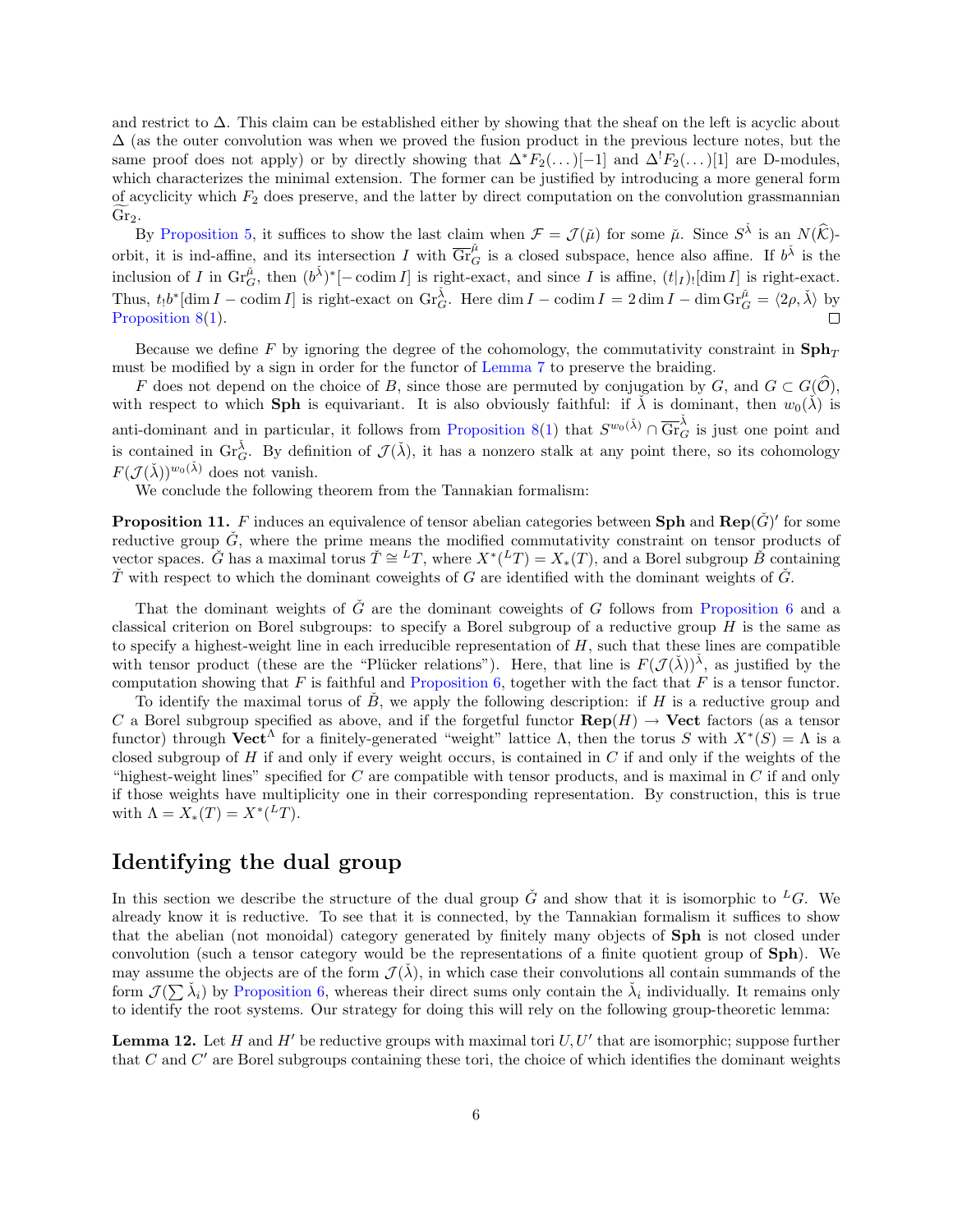and restrict to $\Delta$. This claim can be established either by showing that the sheaf on the left is acyclic about $\Delta$ (as the outer convolution was when we proved the fusion product in the previous lecture notes, but the same proof does not apply) or by directly showing that $\Delta^* F_2(\dots)[-1]$ and $\Delta^! F_2(\dots)[1]$ are D-modules, which characterizes the minimal extension. The former can be justified by introducing a more general form of acyclicity which $F_2$ does preserve, and the latter by direct computation on the convolution grassmannian $\widetilde{\mathrm{Gr}}_2$.

By Proposition 5, it suffices to show the last claim when $\mathcal{F} = \mathcal{J}(\check{\mu})$ for some $\check{\mu}$. Since $S^{\check{\lambda}}$ is an $N(\widehat{\mathcal{K}})$-orbit, it is ind-affine, and its intersection $I$ with $\overline{\mathrm{Gr}}_G^{\check{\mu}}$ is a closed subspace, hence also affine. If $b^{\check{\lambda}}$ is the inclusion of $I$ in $\mathrm{Gr}_G^{\check{\mu}}$, then $(b^{\check{\lambda}})^*[-\operatorname{codim} I]$ is right-exact, and since $I$ is affine, $(t|_I)_![\dim I]$ is right-exact. Thus, $t_! b^*[\dim I - \operatorname{codim} I]$ is right-exact on $\mathrm{Gr}_G^{\check{\lambda}}$. Here $\dim I - \operatorname{codim} I = 2\dim I - \dim \mathrm{Gr}_G^{\check{\mu}} = \langle 2\rho, \check{\lambda}\rangle$ by Proposition 8(1). $\square$

Because we define $F$ by ignoring the degree of the cohomology, the commutativity constraint in $\mathbf{Sph}_T$ must be modified by a sign in order for the functor of Lemma 7 to preserve the braiding.

$F$ does not depend on the choice of $B$, since those are permuted by conjugation by $G$, and $G \subset G(\widehat{\mathcal{O}})$, with respect to which $\mathbf{Sph}$ is equivariant. It is also obviously faithful: if $\check{\lambda}$ is dominant, then $w_0(\check{\lambda})$ is anti-dominant and in particular, it follows from Proposition 8(1) that $S^{w_0(\check{\lambda})} \cap \overline{\mathrm{Gr}}_G^{\check{\lambda}}$ is just one point and is contained in $\mathrm{Gr}_G^{\check{\lambda}}$. By definition of $\mathcal{J}(\check{\lambda})$, it has a nonzero stalk at any point there, so its cohomology $F(\mathcal{J}(\check{\lambda}))^{w_0(\check{\lambda})}$ does not vanish.

We conclude the following theorem from the Tannakian formalism:

**Proposition 11.** *$F$ induces an equivalence of tensor abelian categories between* $\mathbf{Sph}$ *and* $\mathbf{Rep}(\check{G})'$ *for some reductive group $\check{G}$, where the prime means the modified commutativity constraint on tensor products of vector spaces. $\check{G}$ has a maximal torus $\check{T} \cong {}^L T$, where $X^*({}^L T) = X_*(T)$, and a Borel subgroup $\check{B}$ containing $\check{T}$ with respect to which the dominant coweights of $G$ are identified with the dominant weights of $\check{G}$.*

That the dominant weights of $\check{G}$ are the dominant coweights of $G$ follows from Proposition 6 and a classical criterion on Borel subgroups: to specify a Borel subgroup of a reductive group $H$ is the same as to specify a highest-weight line in each irreducible representation of $H$, such that these lines are compatible with tensor product (these are the "Plücker relations"). Here, that line is $F(\mathcal{J}(\check{\lambda}))^{\check{\lambda}}$, as justified by the computation showing that $F$ is faithful and Proposition 6, together with the fact that $F$ is a tensor functor.

To identify the maximal torus of $\check{B}$, we apply the following description: if $H$ is a reductive group and $C$ a Borel subgroup specified as above, and if the forgetful functor $\mathbf{Rep}(H) \to \mathbf{Vect}$ factors (as a tensor functor) through $\mathbf{Vect}^\Lambda$ for a finitely-generated "weight" lattice $\Lambda$, then the torus $S$ with $X^*(S) = \Lambda$ is a closed subgroup of $H$ if and only if every weight occurs, is contained in $C$ if and only if the weights of the "highest-weight lines" specified for $C$ are compatible with tensor products, and is maximal in $C$ if and only if those weights have multiplicity one in their corresponding representation. By construction, this is true with $\Lambda = X_*(T) = X^*({}^L T)$.

## Identifying the dual group

In this section we describe the structure of the dual group $\check{G}$ and show that it is isomorphic to ${}^L G$. We already know it is reductive. To see that it is connected, by the Tannakian formalism it suffices to show that the abelian (not monoidal) category generated by finitely many objects of $\mathbf{Sph}$ is not closed under convolution (such a tensor category would be the representations of a finite quotient group of $\mathbf{Sph}$). We may assume the objects are of the form $\mathcal{J}(\check{\lambda})$, in which case their convolutions all contain summands of the form $\mathcal{J}(\sum \check{\lambda}_i)$ by Proposition 6, whereas their direct sums only contain the $\check{\lambda}_i$ individually. It remains only to identify the root systems. Our strategy for doing this will rely on the following group-theoretic lemma:

**Lemma 12.** *Let $H$ and $H'$ be reductive groups with maximal tori $U, U'$ that are isomorphic; suppose further that $C$ and $C'$ are Borel subgroups containing these tori, the choice of which identifies the dominant weights*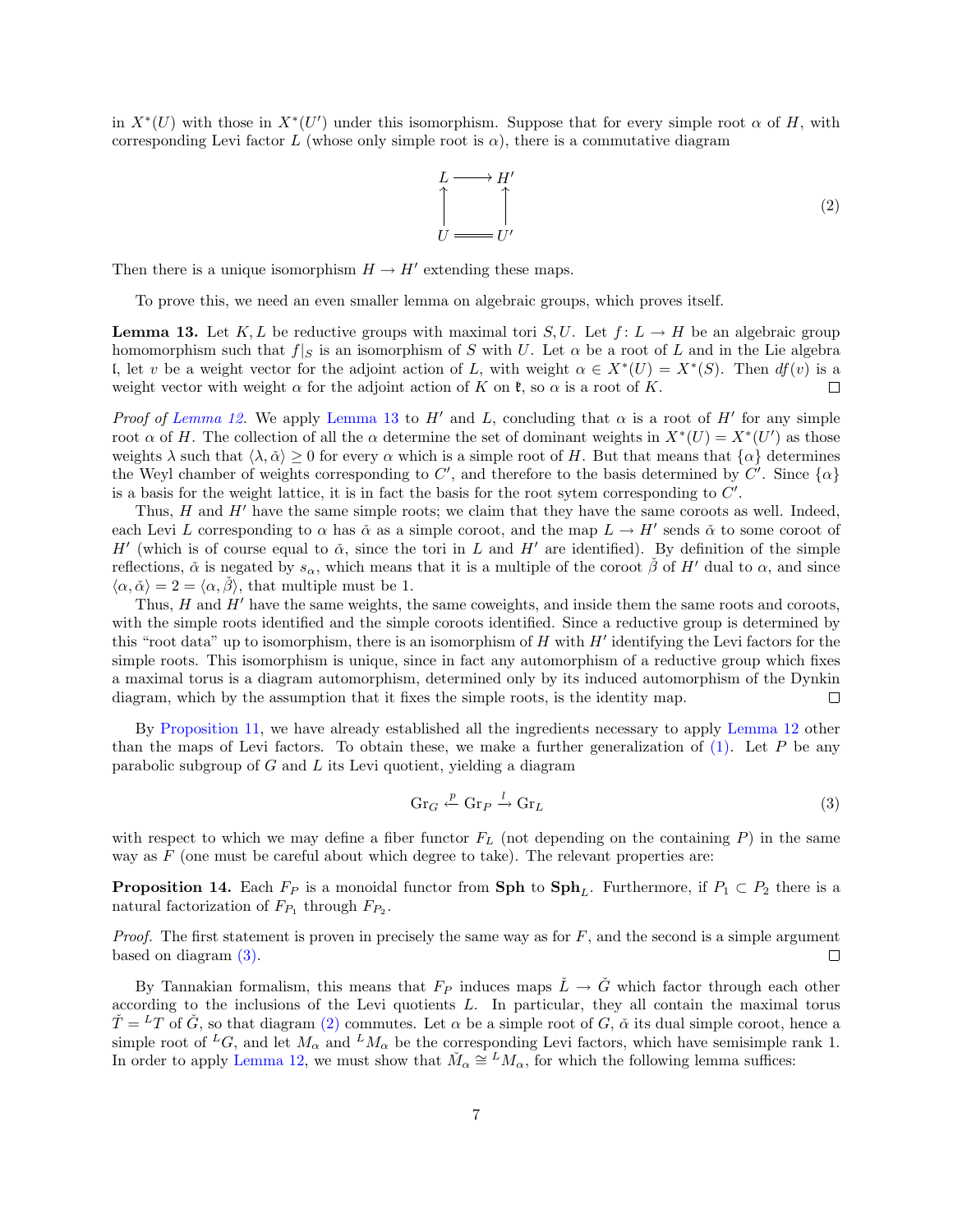in $X^*(U)$ with those in $X^*(U')$ under this isomorphism. Suppose that for every simple root $\alpha$ of $H$, with corresponding Levi factor $L$ (whose only simple root is $\alpha$), there is a commutative diagram

$$\begin{array}{ccc} L & \longrightarrow & H' \\ \uparrow & & \uparrow \\ U & = & U' \end{array} \tag{2}$$

Then there is a unique isomorphism $H \to H'$ extending these maps.

To prove this, we need an even smaller lemma on algebraic groups, which proves itself.

**Lemma 13.** Let $K, L$ be reductive groups with maximal tori $S, U$. Let $f\colon L \to H$ be an algebraic group homomorphism such that $f|_S$ is an isomorphism of $S$ with $U$. Let $\alpha$ be a root of $L$ and in the Lie algebra $\mathfrak{l}$, let $v$ be a weight vector for the adjoint action of $L$, with weight $\alpha \in X^*(U) = X^*(S)$. Then $df(v)$ is a weight vector with weight $\alpha$ for the adjoint action of $K$ on $\mathfrak{k}$, so $\alpha$ is a root of $K$. □

*Proof of Lemma 12.* We apply Lemma 13 to $H'$ and $L$, concluding that $\alpha$ is a root of $H'$ for any simple root $\alpha$ of $H$. The collection of all the $\alpha$ determine the set of dominant weights in $X^*(U) = X^*(U')$ as those weights $\lambda$ such that $\langle \lambda, \check{\alpha} \rangle \geq 0$ for every $\alpha$ which is a simple root of $H$. But that means that $\{\alpha\}$ determines the Weyl chamber of weights corresponding to $C'$, and therefore to the basis determined by $C'$. Since $\{\alpha\}$ is a basis for the weight lattice, it is in fact the basis for the root sytem corresponding to $C'$.

Thus, $H$ and $H'$ have the same simple roots; we claim that they have the same coroots as well. Indeed, each Levi $L$ corresponding to $\alpha$ has $\check{\alpha}$ as a simple coroot, and the map $L \to H'$ sends $\check{\alpha}$ to some coroot of $H'$ (which is of course equal to $\check{\alpha}$, since the tori in $L$ and $H'$ are identified). By definition of the simple reflections, $\check{\alpha}$ is negated by $s_\alpha$, which means that it is a multiple of the coroot $\check{\beta}$ of $H'$ dual to $\alpha$, and since $\langle \alpha, \check{\alpha} \rangle = 2 = \langle \alpha, \check{\beta} \rangle$, that multiple must be 1.

Thus, $H$ and $H'$ have the same weights, the same coweights, and inside them the same roots and coroots, with the simple roots identified and the simple coroots identified. Since a reductive group is determined by this "root data" up to isomorphism, there is an isomorphism of $H$ with $H'$ identifying the Levi factors for the simple roots. This isomorphism is unique, since in fact any automorphism of a reductive group which fixes a maximal torus is a diagram automorphism, determined only by its induced automorphism of the Dynkin diagram, which by the assumption that it fixes the simple roots, is the identity map. □

By Proposition 11, we have already established all the ingredients necessary to apply Lemma 12 other than the maps of Levi factors. To obtain these, we make a further generalization of (1). Let $P$ be any parabolic subgroup of $G$ and $L$ its Levi quotient, yielding a diagram

$$\mathrm{Gr}_G \xleftarrow{p} \mathrm{Gr}_P \xrightarrow{l} \mathrm{Gr}_L \tag{3}$$

with respect to which we may define a fiber functor $F_L$ (not depending on the containing $P$) in the same way as $F$ (one must be careful about which degree to take). The relevant properties are:

**Proposition 14.** Each $F_P$ is a monoidal functor from **Sph** to $\mathbf{Sph}_L$. Furthermore, if $P_1 \subset P_2$ there is a natural factorization of $F_{P_1}$ through $F_{P_2}$.

*Proof.* The first statement is proven in precisely the same way as for $F$, and the second is a simple argument based on diagram (3). □

By Tannakian formalism, this means that $F_P$ induces maps $\check{L} \to \check{G}$ which factor through each other according to the inclusions of the Levi quotients $L$. In particular, they all contain the maximal torus $\check{T} = {}^L T$ of $\check{G}$, so that diagram (2) commutes. Let $\alpha$ be a simple root of $G$, $\check{\alpha}$ its dual simple coroot, hence a simple root of ${}^L G$, and let $M_\alpha$ and ${}^L M_\alpha$ be the corresponding Levi factors, which have semisimple rank 1. In order to apply Lemma 12, we must show that $\check{M}_\alpha \cong {}^L M_\alpha$, for which the following lemma suffices: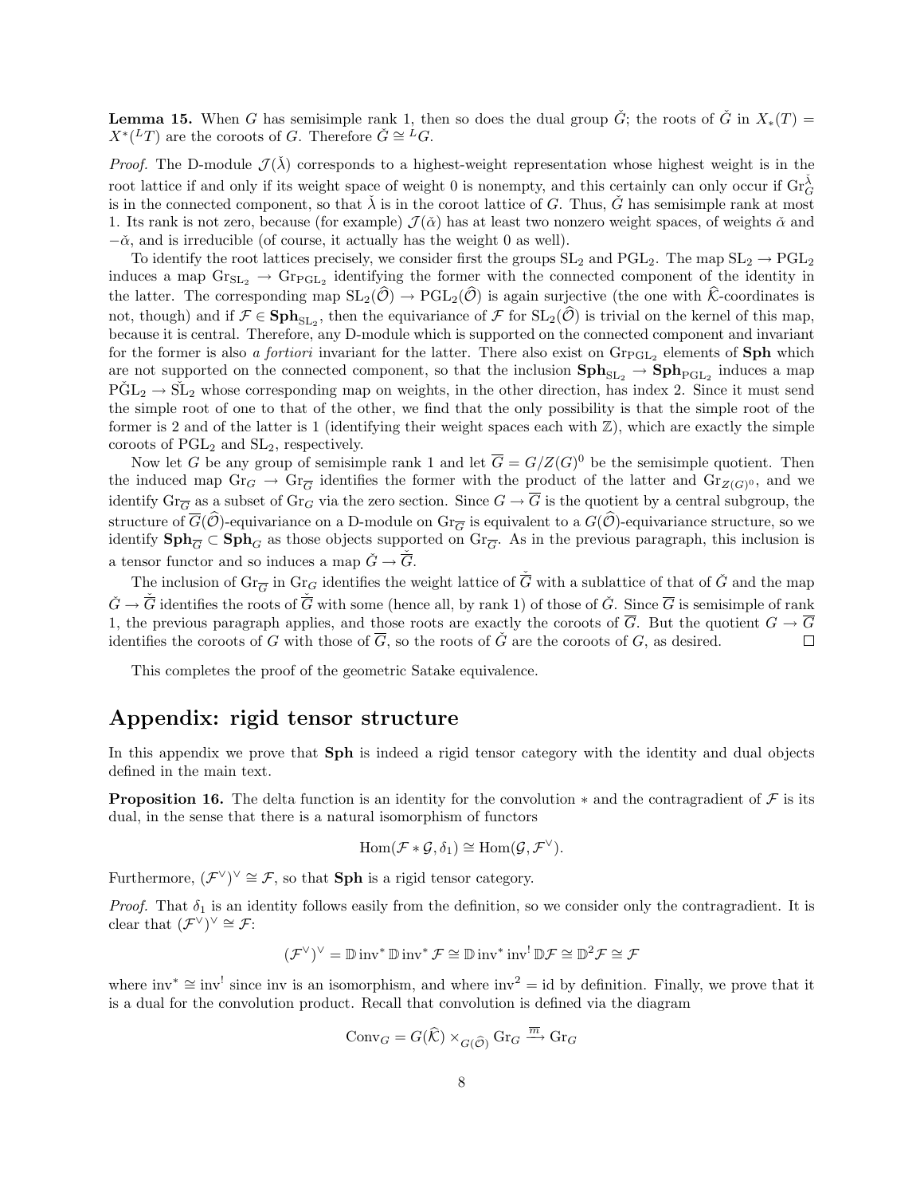**Lemma 15.** When $G$ has semisimple rank 1, then so does the dual group $\check{G}$; the roots of $\check{G}$ in $X_*(T) = X^*({}^L T)$ are the coroots of $G$. Therefore $\check{G} \cong {}^L G$.

*Proof.* The D-module $\mathcal{J}(\check{\lambda})$ corresponds to a highest-weight representation whose highest weight is in the root lattice if and only if its weight space of weight 0 is nonempty, and this certainly can only occur if $\mathrm{Gr}_G^{\check{\lambda}}$ is in the connected component, so that $\check{\lambda}$ is in the coroot lattice of $G$. Thus, $\check{G}$ has semisimple rank at most 1. Its rank is not zero, because (for example) $\mathcal{J}(\check{\alpha})$ has at least two nonzero weight spaces, of weights $\check{\alpha}$ and $-\check{\alpha}$, and is irreducible (of course, it actually has the weight 0 as well).

To identify the root lattices precisely, we consider first the groups $\mathrm{SL}_2$ and $\mathrm{PGL}_2$. The map $\mathrm{SL}_2 \to \mathrm{PGL}_2$ induces a map $\mathrm{Gr}_{\mathrm{SL}_2} \to \mathrm{Gr}_{\mathrm{PGL}_2}$ identifying the former with the connected component of the identity in the latter. The corresponding map $\mathrm{SL}_2(\widehat{\mathcal{O}}) \to \mathrm{PGL}_2(\widehat{\mathcal{O}})$ is again surjective (the one with $\widehat{\mathcal{K}}$-coordinates is not, though) and if $\mathcal{F} \in \mathbf{Sph}_{\mathrm{SL}_2}$, then the equivariance of $\mathcal{F}$ for $\mathrm{SL}_2(\widehat{\mathcal{O}})$ is trivial on the kernel of this map, because it is central. Therefore, any D-module which is supported on the connected component and invariant for the former is also *a fortiori* invariant for the latter. There also exist on $\mathrm{Gr}_{\mathrm{PGL}_2}$ elements of $\mathbf{Sph}$ which are not supported on the connected component, so that the inclusion $\mathbf{Sph}_{\mathrm{SL}_2} \to \mathbf{Sph}_{\mathrm{PGL}_2}$ induces a map $\check{\mathrm{PGL}}_2 \to \check{\mathrm{SL}}_2$ whose corresponding map on weights, in the other direction, has index 2. Since it must send the simple root of one to that of the other, we find that the only possibility is that the simple root of the former is 2 and of the latter is 1 (identifying their weight spaces each with $\mathbb{Z}$), which are exactly the simple coroots of $\mathrm{PGL}_2$ and $\mathrm{SL}_2$, respectively.

Now let $G$ be any group of semisimple rank 1 and let $\overline{G} = G/Z(G)^0$ be the semisimple quotient. Then the induced map $\mathrm{Gr}_G \to \mathrm{Gr}_{\overline{G}}$ identifies the former with the product of the latter and $\mathrm{Gr}_{Z(G)^0}$, and we identify $\mathrm{Gr}_{\overline{G}}$ as a subset of $\mathrm{Gr}_G$ via the zero section. Since $G \to \overline{G}$ is the quotient by a central subgroup, the structure of $\overline{G}(\widehat{\mathcal{O}})$-equivariance on a D-module on $\mathrm{Gr}_{\overline{G}}$ is equivalent to a $G(\widehat{\mathcal{O}})$-equivariance structure, so we identify $\mathbf{Sph}_{\overline{G}} \subset \mathbf{Sph}_G$ as those objects supported on $\mathrm{Gr}_{\overline{G}}$. As in the previous paragraph, this inclusion is a tensor functor and so induces a map $\check{G} \to \check{\overline{G}}$.

The inclusion of $\mathrm{Gr}_{\overline{G}}$ in $\mathrm{Gr}_G$ identifies the weight lattice of $\check{\overline{G}}$ with a sublattice of that of $\check{G}$ and the map $\check{G} \to \check{\overline{G}}$ identifies the roots of $\check{\overline{G}}$ with some (hence all, by rank 1) of those of $\check{G}$. Since $\overline{G}$ is semisimple of rank 1, the previous paragraph applies, and those roots are exactly the coroots of $\overline{G}$. But the quotient $G \to \overline{G}$ identifies the coroots of $G$ with those of $\overline{G}$, so the roots of $\check{G}$ are the coroots of $G$, as desired. $\square$

This completes the proof of the geometric Satake equivalence.

# Appendix: rigid tensor structure

In this appendix we prove that $\mathbf{Sph}$ is indeed a rigid tensor category with the identity and dual objects defined in the main text.

**Proposition 16.** The delta function is an identity for the convolution $*$ and the contragradient of $\mathcal{F}$ is its dual, in the sense that there is a natural isomorphism of functors

$$\mathrm{Hom}(\mathcal{F} * \mathcal{G}, \delta_1) \cong \mathrm{Hom}(\mathcal{G}, \mathcal{F}^\vee).$$

Furthermore, $(\mathcal{F}^\vee)^\vee \cong \mathcal{F}$, so that $\mathbf{Sph}$ is a rigid tensor category.

*Proof.* That $\delta_1$ is an identity follows easily from the definition, so we consider only the contragradient. It is clear that $(\mathcal{F}^\vee)^\vee \cong \mathcal{F}$:

$$(\mathcal{F}^\vee)^\vee = \mathbb{D}\,\mathrm{inv}^*\,\mathbb{D}\,\mathrm{inv}^*\,\mathcal{F} \cong \mathbb{D}\,\mathrm{inv}^*\,\mathrm{inv}^!\,\mathbb{D}\mathcal{F} \cong \mathbb{D}^2\mathcal{F} \cong \mathcal{F}$$

where $\mathrm{inv}^* \cong \mathrm{inv}^!$ since inv is an isomorphism, and where $\mathrm{inv}^2 = \mathrm{id}$ by definition. Finally, we prove that it is a dual for the convolution product. Recall that convolution is defined via the diagram

$$\mathrm{Conv}_G = G(\widehat{\mathcal{K}}) \times_{G(\widehat{\mathcal{O}})} \mathrm{Gr}_G \xrightarrow{\overline{m}} \mathrm{Gr}_G$$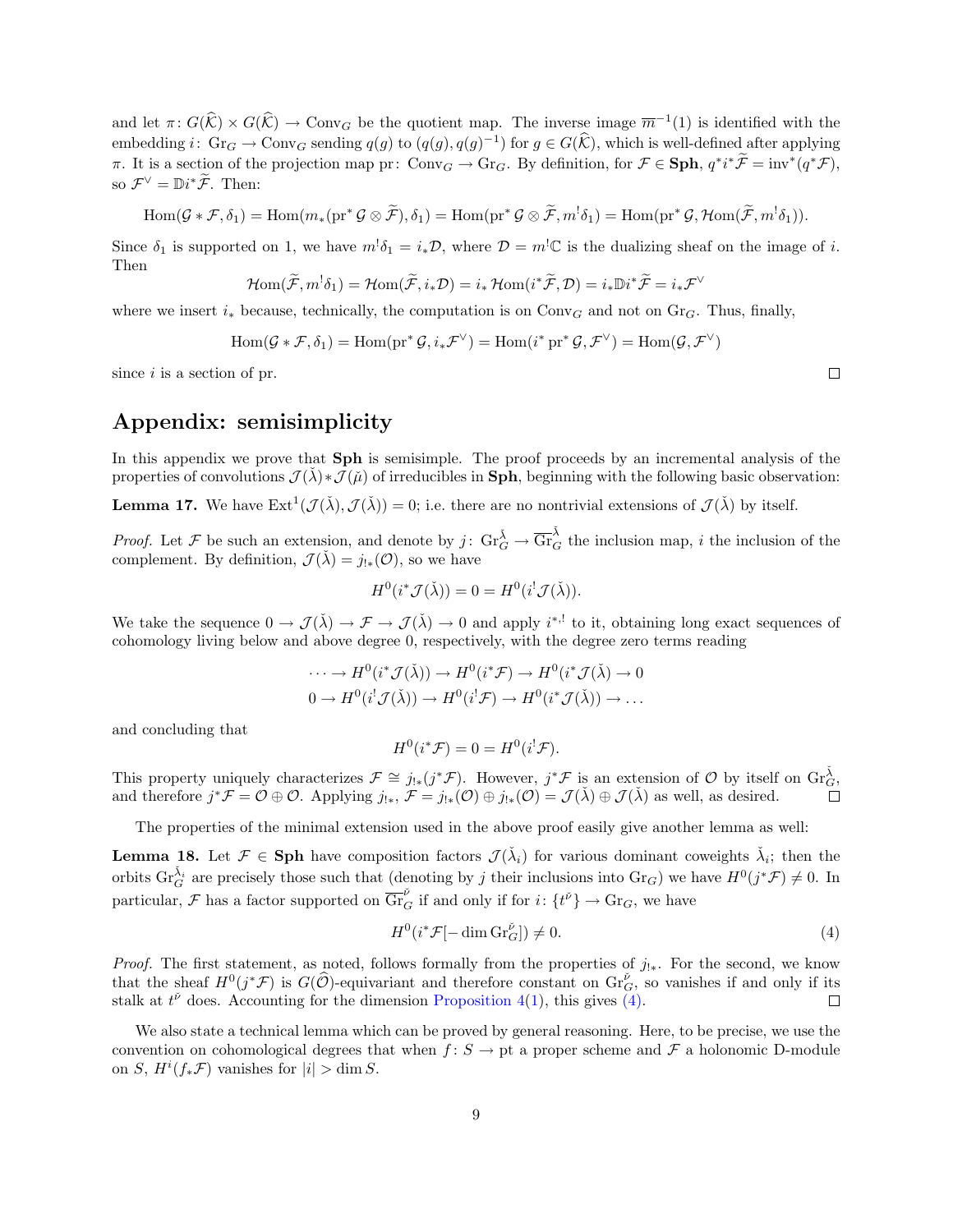and let $\pi\colon G(\widehat{\mathcal{K}}) \times G(\widehat{\mathcal{K}}) \to \mathrm{Conv}_G$ be the quotient map. The inverse image $\overline{m}^{-1}(1)$ is identified with the embedding $i\colon \mathrm{Gr}_G \to \mathrm{Conv}_G$ sending $q(g)$ to $(q(g), q(g)^{-1})$ for $g \in G(\widehat{\mathcal{K}})$, which is well-defined after applying $\pi$. It is a section of the projection map $\mathrm{pr}\colon \mathrm{Conv}_G \to \mathrm{Gr}_G$. By definition, for $\mathcal{F} \in \mathbf{Sph}$, $q^* i^* \widetilde{\mathcal{F}} = \mathrm{inv}^*(q^* \mathcal{F})$, so $\mathcal{F}^\vee = \mathbb{D} i^* \widetilde{\mathcal{F}}$. Then:

$$\mathrm{Hom}(\mathcal{G} * \mathcal{F}, \delta_1) = \mathrm{Hom}(m_*(\mathrm{pr}^* \mathcal{G} \otimes \widetilde{\mathcal{F}}), \delta_1) = \mathrm{Hom}(\mathrm{pr}^* \mathcal{G} \otimes \widetilde{\mathcal{F}}, m^! \delta_1) = \mathrm{Hom}(\mathrm{pr}^* \mathcal{G}, \mathcal{H}\mathrm{om}(\widetilde{\mathcal{F}}, m^! \delta_1)).$$

Since $\delta_1$ is supported on 1, we have $m^! \delta_1 = i_* \mathcal{D}$, where $\mathcal{D} = m^! \mathbb{C}$ is the dualizing sheaf on the image of $i$. Then

$$\mathcal{H}\mathrm{om}(\widetilde{\mathcal{F}}, m^! \delta_1) = \mathcal{H}\mathrm{om}(\widetilde{\mathcal{F}}, i_* \mathcal{D}) = i_* \,\mathcal{H}\mathrm{om}(i^* \widetilde{\mathcal{F}}, \mathcal{D}) = i_* \mathbb{D} i^* \widetilde{\mathcal{F}} = i_* \mathcal{F}^\vee$$

where we insert $i_*$ because, technically, the computation is on $\mathrm{Conv}_G$ and not on $\mathrm{Gr}_G$. Thus, finally,

$$\mathrm{Hom}(\mathcal{G} * \mathcal{F}, \delta_1) = \mathrm{Hom}(\mathrm{pr}^* \mathcal{G}, i_* \mathcal{F}^\vee) = \mathrm{Hom}(i^* \mathrm{pr}^* \mathcal{G}, \mathcal{F}^\vee) = \mathrm{Hom}(\mathcal{G}, \mathcal{F}^\vee)$$

since $i$ is a section of pr. ∎

## Appendix: semisimplicity

In this appendix we prove that **Sph** is semisimple. The proof proceeds by an incremental analysis of the properties of convolutions $\mathcal{J}(\check{\lambda}) * \mathcal{J}(\check{\mu})$ of irreducibles in **Sph**, beginning with the following basic observation:

**Lemma 17.** We have $\mathrm{Ext}^1(\mathcal{J}(\check{\lambda}), \mathcal{J}(\check{\lambda})) = 0$; i.e. there are no nontrivial extensions of $\mathcal{J}(\check{\lambda})$ by itself.

*Proof.* Let $\mathcal{F}$ be such an extension, and denote by $j\colon \mathrm{Gr}_G^{\check{\lambda}} \to \overline{\mathrm{Gr}}_G^{\check{\lambda}}$ the inclusion map, $i$ the inclusion of the complement. By definition, $\mathcal{J}(\check{\lambda}) = j_{!*}(\mathcal{O})$, so we have

$$H^0(i^* \mathcal{J}(\check{\lambda})) = 0 = H^0(i^! \mathcal{J}(\check{\lambda})).$$

We take the sequence $0 \to \mathcal{J}(\check{\lambda}) \to \mathcal{F} \to \mathcal{J}(\check{\lambda}) \to 0$ and apply $i^{*,!}$ to it, obtaining long exact sequences of cohomology living below and above degree 0, respectively, with the degree zero terms reading

$$\cdots \to H^0(i^* \mathcal{J}(\check{\lambda})) \to H^0(i^* \mathcal{F}) \to H^0(i^* \mathcal{J}(\check{\lambda}) \to 0$$
$$0 \to H^0(i^! \mathcal{J}(\check{\lambda})) \to H^0(i^! \mathcal{F}) \to H^0(i^* \mathcal{J}(\check{\lambda})) \to \ldots$$

and concluding that

$$H^0(i^* \mathcal{F}) = 0 = H^0(i^! \mathcal{F}).$$

This property uniquely characterizes $\mathcal{F} \cong j_{!*}(j^* \mathcal{F})$. However, $j^* \mathcal{F}$ is an extension of $\mathcal{O}$ by itself on $\mathrm{Gr}_G^{\check{\lambda}}$, and therefore $j^* \mathcal{F} = \mathcal{O} \oplus \mathcal{O}$. Applying $j_{!*}$, $\mathcal{F} = j_{!*}(\mathcal{O}) \oplus j_{!*}(\mathcal{O}) = \mathcal{J}(\check{\lambda}) \oplus \mathcal{J}(\check{\lambda})$ as well, as desired. ∎

The properties of the minimal extension used in the above proof easily give another lemma as well:

**Lemma 18.** Let $\mathcal{F} \in \mathbf{Sph}$ have composition factors $\mathcal{J}(\check{\lambda}_i)$ for various dominant coweights $\check{\lambda}_i$; then the orbits $\mathrm{Gr}_G^{\check{\lambda}_i}$ are precisely those such that (denoting by $j$ their inclusions into $\mathrm{Gr}_G$) we have $H^0(j^* \mathcal{F}) \neq 0$. In particular, $\mathcal{F}$ has a factor supported on $\overline{\mathrm{Gr}}_G^{\check{\nu}}$ if and only if for $i\colon \{t^{\check{\nu}}\} \to \mathrm{Gr}_G$, we have

$$H^0(i^* \mathcal{F}[-\dim \mathrm{Gr}_G^{\check{\nu}}]) \neq 0. \tag{4}$$

*Proof.* The first statement, as noted, follows formally from the properties of $j_{!*}$. For the second, we know that the sheaf $H^0(j^* \mathcal{F})$ is $G(\widehat{\mathcal{O}})$-equivariant and therefore constant on $\mathrm{Gr}_G^{\check{\nu}}$, so vanishes if and only if its stalk at $t^{\check{\nu}}$ does. Accounting for the dimension Proposition 4(1), this gives (4). ∎

We also state a technical lemma which can be proved by general reasoning. Here, to be precise, we use the convention on cohomological degrees that when $f\colon S \to \mathrm{pt}$ a proper scheme and $\mathcal{F}$ a holonomic D-module on $S$, $H^i(f_* \mathcal{F})$ vanishes for $|i| > \dim S$.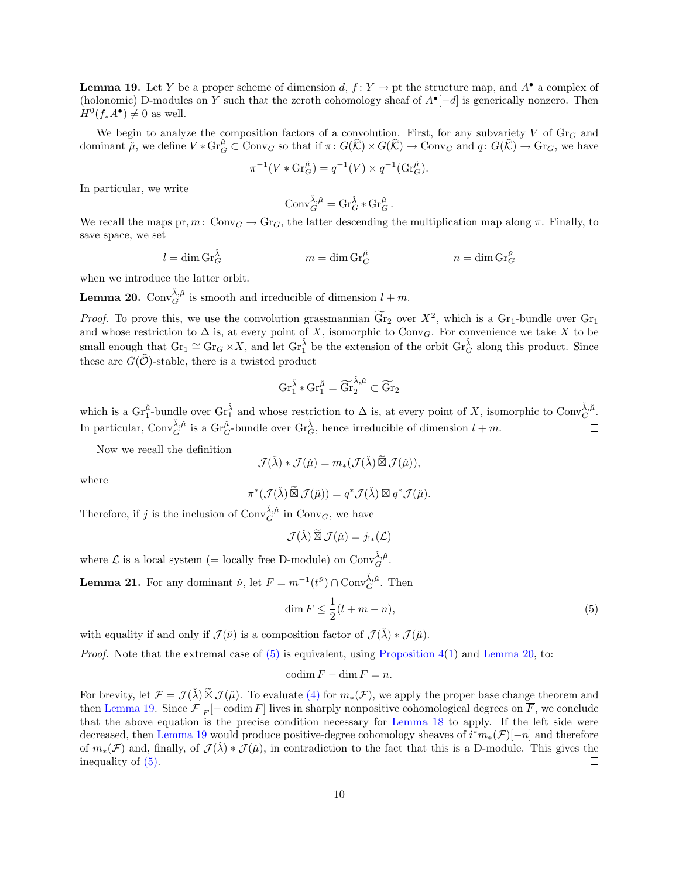**Lemma 19.** Let $Y$ be a proper scheme of dimension $d$, $f\colon Y \to \mathrm{pt}$ the structure map, and $A^\bullet$ a complex of (holonomic) D-modules on $Y$ such that the zeroth cohomology sheaf of $A^\bullet[-d]$ is generically nonzero. Then $H^0(f_* A^\bullet) \neq 0$ as well.

We begin to analyze the composition factors of a convolution. First, for any subvariety $V$ of $\mathrm{Gr}_G$ and dominant $\check{\mu}$, we define $V * \mathrm{Gr}_G^{\check{\mu}} \subset \mathrm{Conv}_G$ so that if $\pi\colon G(\widehat{\mathcal{K}}) \times G(\widehat{\mathcal{K}}) \to \mathrm{Conv}_G$ and $q\colon G(\widehat{\mathcal{K}}) \to \mathrm{Gr}_G$, we have

$$\pi^{-1}(V * \mathrm{Gr}_G^{\check{\mu}}) = q^{-1}(V) \times q^{-1}(\mathrm{Gr}_G^{\check{\mu}}).$$

In particular, we write

$$\mathrm{Conv}_G^{\check{\lambda},\check{\mu}} = \mathrm{Gr}_G^{\check{\lambda}} * \mathrm{Gr}_G^{\check{\mu}}.$$

We recall the maps $\mathrm{pr}, m\colon \mathrm{Conv}_G \to \mathrm{Gr}_G$, the latter descending the multiplication map along $\pi$. Finally, to save space, we set

$$l = \dim \mathrm{Gr}_G^{\check{\lambda}} \qquad\qquad m = \dim \mathrm{Gr}_G^{\check{\mu}} \qquad\qquad n = \dim \mathrm{Gr}_G^{\check{\nu}}$$

when we introduce the latter orbit.

**Lemma 20.** $\mathrm{Conv}_G^{\check{\lambda},\check{\mu}}$ is smooth and irreducible of dimension $l + m$.

*Proof.* To prove this, we use the convolution grassmannian $\widetilde{\mathrm{Gr}}_2$ over $X^2$, which is a $\mathrm{Gr}_1$-bundle over $\mathrm{Gr}_1$ and whose restriction to $\Delta$ is, at every point of $X$, isomorphic to $\mathrm{Conv}_G$. For convenience we take $X$ to be small enough that $\mathrm{Gr}_1 \cong \mathrm{Gr}_G \times X$, and let $\mathrm{Gr}_1^{\check{\lambda}}$ be the extension of the orbit $\mathrm{Gr}_G^{\check{\lambda}}$ along this product. Since these are $G(\widehat{\mathcal{O}})$-stable, there is a twisted product

$$\mathrm{Gr}_1^{\check{\lambda}} * \mathrm{Gr}_1^{\check{\mu}} = \widetilde{\mathrm{Gr}}_2^{\check{\lambda},\check{\mu}} \subset \widetilde{\mathrm{Gr}}_2$$

which is a $\mathrm{Gr}_1^{\check{\mu}}$-bundle over $\mathrm{Gr}_1^{\check{\lambda}}$ and whose restriction to $\Delta$ is, at every point of $X$, isomorphic to $\mathrm{Conv}_G^{\check{\lambda},\check{\mu}}$. In particular, $\mathrm{Conv}_G^{\check{\lambda},\check{\mu}}$ is a $\mathrm{Gr}_G^{\check{\mu}}$-bundle over $\mathrm{Gr}_G^{\check{\lambda}}$, hence irreducible of dimension $l + m$. $\square$

Now we recall the definition

$$\mathcal{J}(\check{\lambda}) * \mathcal{J}(\check{\mu}) = m_*(\mathcal{J}(\check{\lambda}) \mathbin{\widetilde{\boxtimes}} \mathcal{J}(\check{\mu})),$$

where

$$\pi^*(\mathcal{J}(\check{\lambda}) \mathbin{\widetilde{\boxtimes}} \mathcal{J}(\check{\mu})) = q^*\mathcal{J}(\check{\lambda}) \boxtimes q^*\mathcal{J}(\check{\mu}).$$

Therefore, if $j$ is the inclusion of $\mathrm{Conv}_G^{\check{\lambda},\check{\mu}}$ in $\mathrm{Conv}_G$, we have

$$\mathcal{J}(\check{\lambda}) \mathbin{\widetilde{\boxtimes}} \mathcal{J}(\check{\mu}) = j_{!*}(\mathcal{L})$$

where $\mathcal{L}$ is a local system (= locally free D-module) on $\mathrm{Conv}_G^{\check{\lambda},\check{\mu}}$.

**Lemma 21.** For any dominant $\check{\nu}$, let $F = m^{-1}(t^{\check{\nu}}) \cap \mathrm{Conv}_G^{\check{\lambda},\check{\mu}}$. Then

$$\dim F \leq \frac{1}{2}(l + m - n), \tag{5}$$

with equality if and only if $\mathcal{J}(\check{\nu})$ is a composition factor of $\mathcal{J}(\check{\lambda}) * \mathcal{J}(\check{\mu})$.

*Proof.* Note that the extremal case of (5) is equivalent, using Proposition 4(1) and Lemma 20, to:

$$\operatorname{codim} F - \dim F = n.$$

For brevity, let $\mathcal{F} = \mathcal{J}(\check{\lambda}) \mathbin{\widetilde{\boxtimes}} \mathcal{J}(\check{\mu})$. To evaluate (4) for $m_*(\mathcal{F})$, we apply the proper base change theorem and then Lemma 19. Since $\mathcal{F}|_{\overline{F}}[-\operatorname{codim} F]$ lives in sharply nonpositive cohomological degrees on $\overline{F}$, we conclude that the above equation is the precise condition necessary for Lemma 18 to apply. If the left side were decreased, then Lemma 19 would produce positive-degree cohomology sheaves of $i^* m_*(\mathcal{F})[-n]$ and therefore of $m_*(\mathcal{F})$ and, finally, of $\mathcal{J}(\check{\lambda}) * \mathcal{J}(\check{\mu})$, in contradiction to the fact that this is a D-module. This gives the inequality of (5). $\square$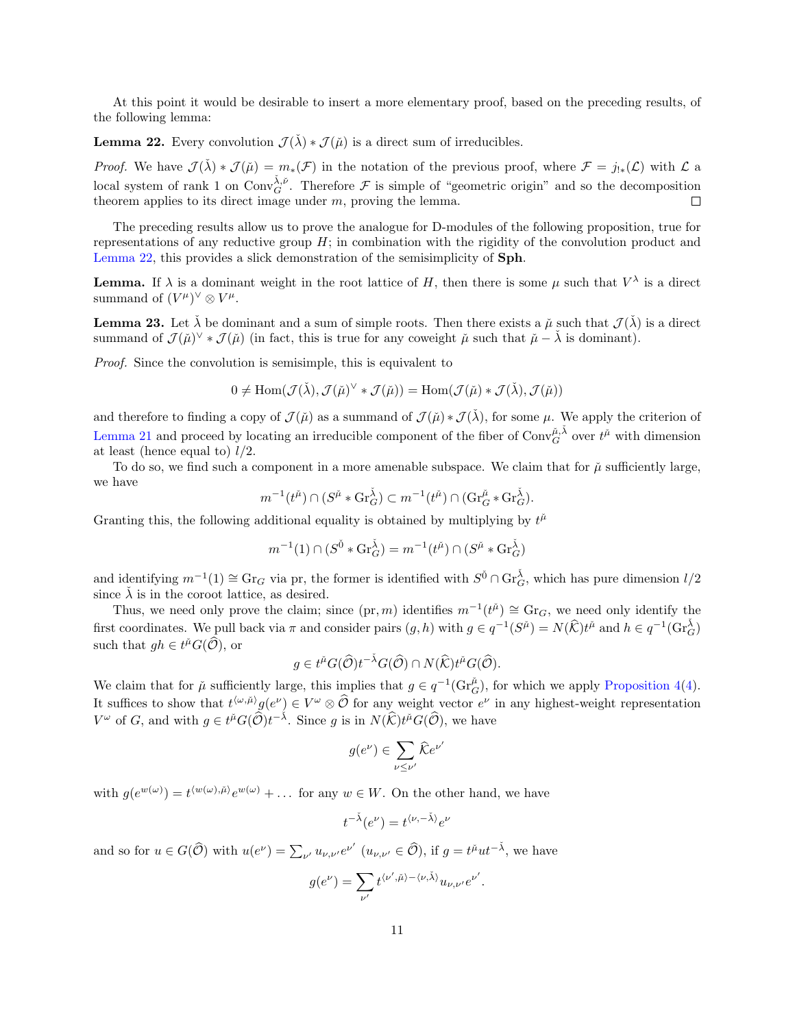At this point it would be desirable to insert a more elementary proof, based on the preceding results, of the following lemma:

**Lemma 22.** Every convolution $\mathcal{J}(\check\lambda) * \mathcal{J}(\check\mu)$ is a direct sum of irreducibles.

*Proof.* We have $\mathcal{J}(\check\lambda) * \mathcal{J}(\check\mu) = m_*(\mathcal{F})$ in the notation of the previous proof, where $\mathcal{F} = j_{!*}(\mathcal{L})$ with $\mathcal{L}$ a local system of rank 1 on $\mathrm{Conv}_G^{\check\lambda,\check\nu}$. Therefore $\mathcal{F}$ is simple of "geometric origin" and so the decomposition theorem applies to its direct image under $m$, proving the lemma. $\square$

The preceding results allow us to prove the analogue for D-modules of the following proposition, true for representations of any reductive group $H$; in combination with the rigidity of the convolution product and Lemma 22, this provides a slick demonstration of the semisimplicity of **Sph**.

**Lemma.** If $\lambda$ is a dominant weight in the root lattice of $H$, then there is some $\mu$ such that $V^\lambda$ is a direct summand of $(V^\mu)^\vee \otimes V^\mu$.

**Lemma 23.** Let $\check\lambda$ be dominant and a sum of simple roots. Then there exists a $\check\mu$ such that $\mathcal{J}(\check\lambda)$ is a direct summand of $\mathcal{J}(\check\mu)^\vee * \mathcal{J}(\check\mu)$ (in fact, this is true for any coweight $\check\mu$ such that $\check\mu - \check\lambda$ is dominant).

*Proof.* Since the convolution is semisimple, this is equivalent to

$$0 \neq \mathrm{Hom}(\mathcal{J}(\check\lambda), \mathcal{J}(\check\mu)^\vee * \mathcal{J}(\check\mu)) = \mathrm{Hom}(\mathcal{J}(\check\mu) * \mathcal{J}(\check\lambda), \mathcal{J}(\check\mu))$$

and therefore to finding a copy of $\mathcal{J}(\check\mu)$ as a summand of $\mathcal{J}(\check\mu) * \mathcal{J}(\check\lambda)$, for some $\mu$. We apply the criterion of Lemma 21 and proceed by locating an irreducible component of the fiber of $\mathrm{Conv}_G^{\check\mu,\check\lambda}$ over $t^{\check\mu}$ with dimension at least (hence equal to) $l/2$.

To do so, we find such a component in a more amenable subspace. We claim that for $\check\mu$ sufficiently large, we have

$$m^{-1}(t^{\check\mu}) \cap (S^{\check\mu} * \mathrm{Gr}_G^{\check\lambda}) \subset m^{-1}(t^{\check\mu}) \cap (\mathrm{Gr}_G^{\check\mu} * \mathrm{Gr}_G^{\check\lambda}).$$

Granting this, the following additional equality is obtained by multiplying by $t^{\check\mu}$

$$m^{-1}(1) \cap (S^{\check 0} * \mathrm{Gr}_G^{\check\lambda}) = m^{-1}(t^{\check\mu}) \cap (S^{\check\mu} * \mathrm{Gr}_G^{\check\lambda})$$

and identifying $m^{-1}(1) \cong \mathrm{Gr}_G$ via pr, the former is identified with $S^{\check 0} \cap \mathrm{Gr}_G^{\check\lambda}$, which has pure dimension $l/2$ since $\check\lambda$ is in the coroot lattice, as desired.

Thus, we need only prove the claim; since $(\mathrm{pr}, m)$ identifies $m^{-1}(t^{\check\mu}) \cong \mathrm{Gr}_G$, we need only identify the first coordinates. We pull back via $\pi$ and consider pairs $(g, h)$ with $g \in q^{-1}(S^{\check\mu}) = N(\widehat{\mathcal{K}})t^{\check\mu}$ and $h \in q^{-1}(\mathrm{Gr}_G^{\check\lambda})$ such that $gh \in t^{\check\mu}G(\widehat{\mathcal{O}})$, or

$$g \in t^{\check\mu}G(\widehat{\mathcal{O}})t^{-\check\lambda}G(\widehat{\mathcal{O}}) \cap N(\widehat{\mathcal{K}})t^{\check\mu}G(\widehat{\mathcal{O}}).$$

We claim that for $\check\mu$ sufficiently large, this implies that $g \in q^{-1}(\mathrm{Gr}_G^{\check\mu})$, for which we apply Proposition 4(4). It suffices to show that $t^{\langle\omega,\check\mu\rangle}g(e^\nu) \in V^\omega \otimes \widehat{\mathcal{O}}$ for any weight vector $e^\nu$ in any highest-weight representation $V^\omega$ of $G$, and with $g \in t^{\check\mu}G(\widehat{\mathcal{O}})t^{-\check\lambda}$. Since $g$ is in $N(\widehat{\mathcal{K}})t^{\check\mu}G(\widehat{\mathcal{O}})$, we have

$$g(e^\nu) \in \sum_{\nu \leq \nu'} \widehat{\mathcal{K}} e^{\nu'}$$

with $g(e^{w(\omega)}) = t^{\langle w(\omega),\check\mu\rangle}e^{w(\omega)} + \dots$ for any $w \in W$. On the other hand, we have

$$t^{-\check\lambda}(e^\nu) = t^{\langle \nu, -\check\lambda\rangle}e^\nu$$

and so for $u \in G(\widehat{\mathcal{O}})$ with $u(e^\nu) = \sum_{\nu'} u_{\nu,\nu'}e^{\nu'}$ ($u_{\nu,\nu'} \in \widehat{\mathcal{O}}$), if $g = t^{\check\mu}ut^{-\check\lambda}$, we have

$$g(e^\nu) = \sum_{\nu'} t^{\langle\nu',\check\mu\rangle - \langle\nu,\check\lambda\rangle}u_{\nu,\nu'}e^{\nu'}.$$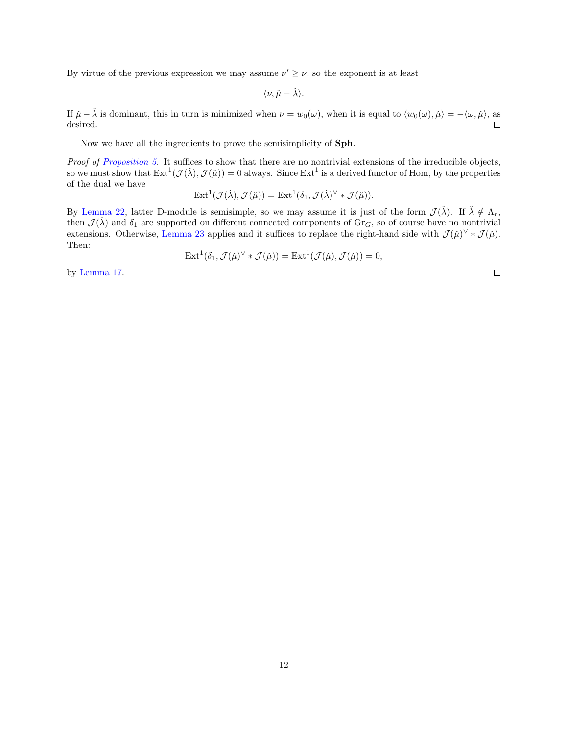By virtue of the previous expression we may assume $\nu' \geq \nu$, so the exponent is at least

$$\langle \nu, \check{\mu} - \check{\lambda} \rangle.$$

If $\check{\mu} - \check{\lambda}$ is dominant, this in turn is minimized when $\nu = w_0(\omega)$, when it is equal to $\langle w_0(\omega), \check{\mu} \rangle = -\langle \omega, \check{\mu} \rangle$, as desired. □

Now we have all the ingredients to prove the semisimplicity of **Sph**.

*Proof of Proposition 5.* It suffices to show that there are no nontrivial extensions of the irreducible objects, so we must show that $\mathrm{Ext}^1(\mathcal{J}(\check{\lambda}), \mathcal{J}(\check{\mu})) = 0$ always. Since $\mathrm{Ext}^1$ is a derived functor of Hom, by the properties of the dual we have

$$\mathrm{Ext}^1(\mathcal{J}(\check{\lambda}), \mathcal{J}(\check{\mu})) = \mathrm{Ext}^1(\delta_1, \mathcal{J}(\check{\lambda})^\vee * \mathcal{J}(\check{\mu})).$$

By Lemma 22, latter D-module is semisimple, so we may assume it is just of the form $\mathcal{J}(\check{\lambda})$. If $\check{\lambda} \notin \Lambda_r$, then $\mathcal{J}(\check{\lambda})$ and $\delta_1$ are supported on different connected components of $\mathrm{Gr}_G$, so of course have no nontrivial extensions. Otherwise, Lemma 23 applies and it suffices to replace the right-hand side with $\mathcal{J}(\check{\mu})^\vee * \mathcal{J}(\check{\mu})$. Then:

$$\mathrm{Ext}^1(\delta_1, \mathcal{J}(\check{\mu})^\vee * \mathcal{J}(\check{\mu})) = \mathrm{Ext}^1(\mathcal{J}(\check{\mu}), \mathcal{J}(\check{\mu})) = 0,$$

by Lemma 17. □